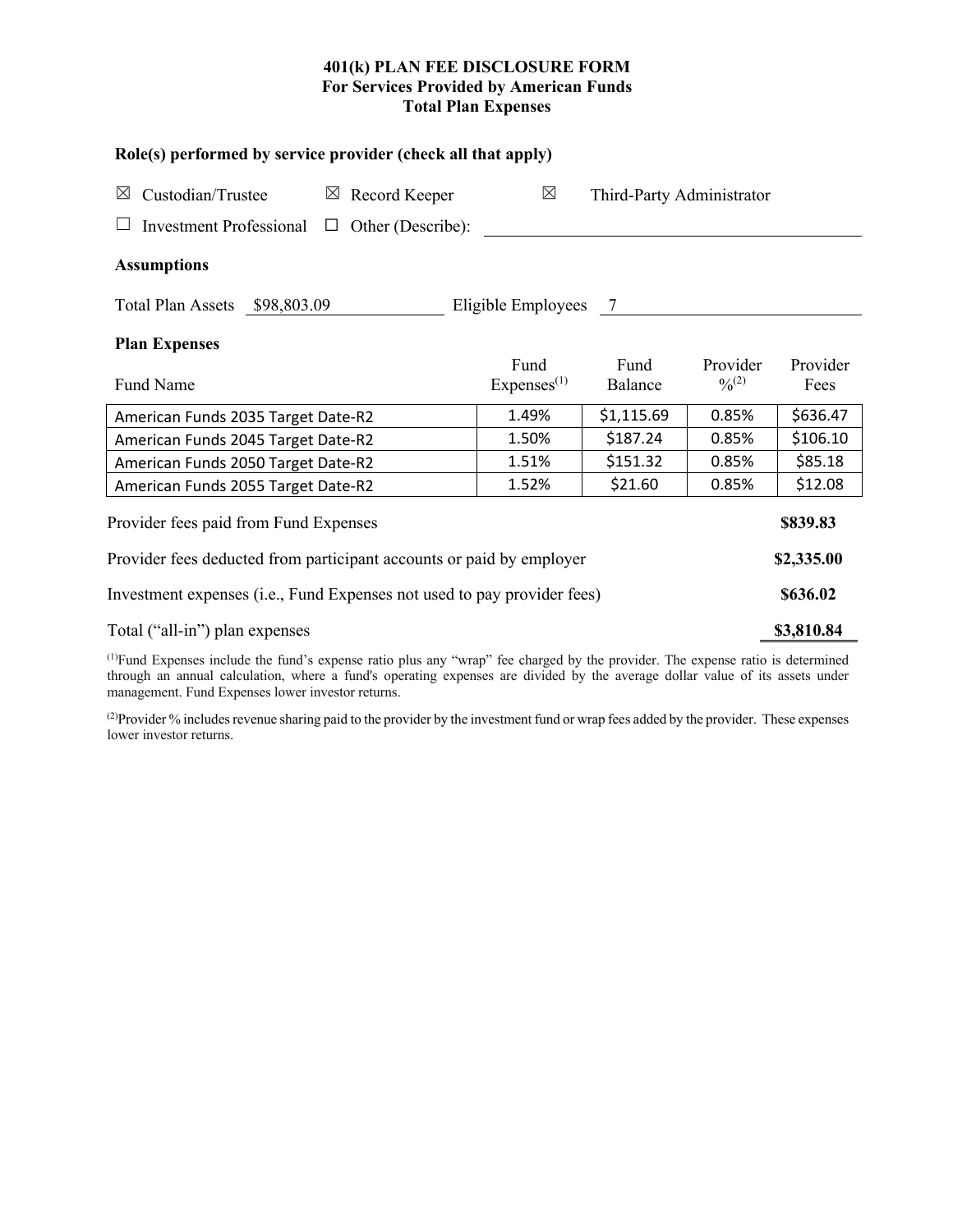# 401(k) PLAN FEE DISCLOSURE FORM
## For Services Provided by American Funds
## Total Plan Expenses

**Role(s) performed by service provider (check all that apply)**

☒ Custodian/Trustee ☒ Record Keeper ☒ Third-Party Administrator

☐ Investment Professional ☐ Other (Describe): ______________________

**Assumptions**

Total Plan Assets $98,803.09 Eligible Employees 7

**Plan Expenses**

| Fund Name | Fund Expenses[1] | Fund Balance | Provider %[2] | Provider Fees |
|---|---|---|---|---|
| American Funds 2035 Target Date-R2 | 1.49% | $1,115.69 | 0.85% | $636.47 |
| American Funds 2045 Target Date-R2 | 1.50% | $187.24 | 0.85% | $106.10 |
| American Funds 2050 Target Date-R2 | 1.51% | $151.32 | 0.85% | $85.18 |
| American Funds 2055 Target Date-R2 | 1.52% | $21.60 | 0.85% | $12.08 |

| | |
|---|---|
| Provider fees paid from Fund Expenses | **$839.83** |
| Provider fees deducted from participant accounts or paid by employer | **$2,335.00** |
| Investment expenses (i.e., Fund Expenses not used to pay provider fees) | **$636.02** |
| Total ("all-in") plan expenses | **$3,810.84** |

[1]Fund Expenses include the fund's expense ratio plus any "wrap" fee charged by the provider. The expense ratio is determined through an annual calculation, where a fund's operating expenses are divided by the average dollar value of its assets under management. Fund Expenses lower investor returns.

[2]Provider % includes revenue sharing paid to the provider by the investment fund or wrap fees added by the provider. These expenses lower investor returns.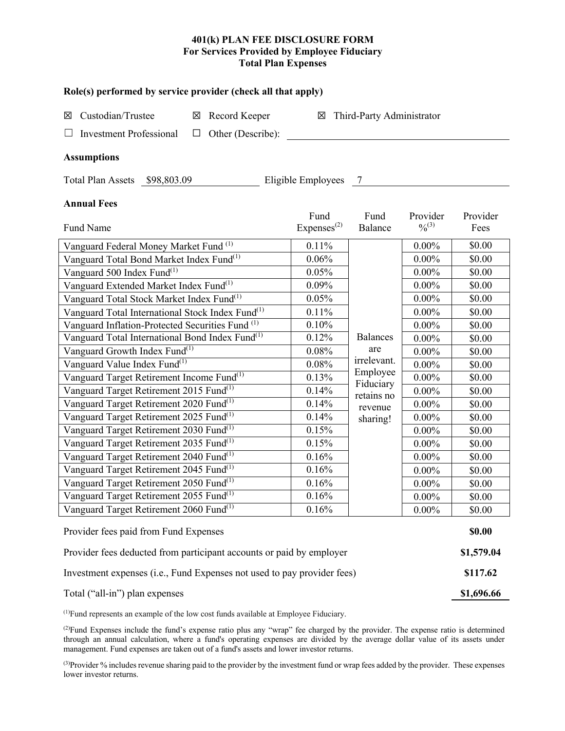**401(k) PLAN FEE DISCLOSURE FORM**
**For Services Provided by Employee Fiduciary**
**Total Plan Expenses**

**Role(s) performed by service provider (check all that apply)**

☒ Custodian/Trustee ☒ Record Keeper ☒ Third-Party Administrator

☐ Investment Professional ☐ Other (Describe):

**Assumptions**

Total Plan Assets $98,803.09 Eligible Employees 7

**Annual Fees**

| Fund Name | Fund Expenses[2] | Fund Balance | Provider %[3] | Provider Fees |
|---|---|---|---|---|
| Vanguard Federal Money Market Fund [1] | 0.11% | Balances are irrelevant. Employee Fiduciary retains no revenue sharing! | 0.00% | $0.00 |
| Vanguard Total Bond Market Index Fund[1] | 0.06% | | 0.00% | $0.00 |
| Vanguard 500 Index Fund[1] | 0.05% | | 0.00% | $0.00 |
| Vanguard Extended Market Index Fund[1] | 0.09% | | 0.00% | $0.00 |
| Vanguard Total Stock Market Index Fund[1] | 0.05% | | 0.00% | $0.00 |
| Vanguard Total International Stock Index Fund[1] | 0.11% | | 0.00% | $0.00 |
| Vanguard Inflation-Protected Securities Fund [1] | 0.10% | | 0.00% | $0.00 |
| Vanguard Total International Bond Index Fund[1] | 0.12% | | 0.00% | $0.00 |
| Vanguard Growth Index Fund[1] | 0.08% | | 0.00% | $0.00 |
| Vanguard Value Index Fund[1] | 0.08% | | 0.00% | $0.00 |
| Vanguard Target Retirement Income Fund[1] | 0.13% | | 0.00% | $0.00 |
| Vanguard Target Retirement 2015 Fund[1] | 0.14% | | 0.00% | $0.00 |
| Vanguard Target Retirement 2020 Fund[1] | 0.14% | | 0.00% | $0.00 |
| Vanguard Target Retirement 2025 Fund[1] | 0.14% | | 0.00% | $0.00 |
| Vanguard Target Retirement 2030 Fund[1] | 0.15% | | 0.00% | $0.00 |
| Vanguard Target Retirement 2035 Fund[1] | 0.15% | | 0.00% | $0.00 |
| Vanguard Target Retirement 2040 Fund[1] | 0.16% | | 0.00% | $0.00 |
| Vanguard Target Retirement 2045 Fund[1] | 0.16% | | 0.00% | $0.00 |
| Vanguard Target Retirement 2050 Fund[1] | 0.16% | | 0.00% | $0.00 |
| Vanguard Target Retirement 2055 Fund[1] | 0.16% | | 0.00% | $0.00 |
| Vanguard Target Retirement 2060 Fund[1] | 0.16% | | 0.00% | $0.00 |

| | |
|---|---|
| Provider fees paid from Fund Expenses | **$0.00** |
| Provider fees deducted from participant accounts or paid by employer | **$1,579.04** |
| Investment expenses (i.e., Fund Expenses not used to pay provider fees) | **$117.62** |
| Total ("all-in") plan expenses | **$1,696.66** |

[1]Fund represents an example of the low cost funds available at Employee Fiduciary.

[2]Fund Expenses include the fund's expense ratio plus any "wrap" fee charged by the provider. The expense ratio is determined through an annual calculation, where a fund's operating expenses are divided by the average dollar value of its assets under management. Fund expenses are taken out of a fund's assets and lower investor returns.

[3]Provider % includes revenue sharing paid to the provider by the investment fund or wrap fees added by the provider. These expenses lower investor returns.